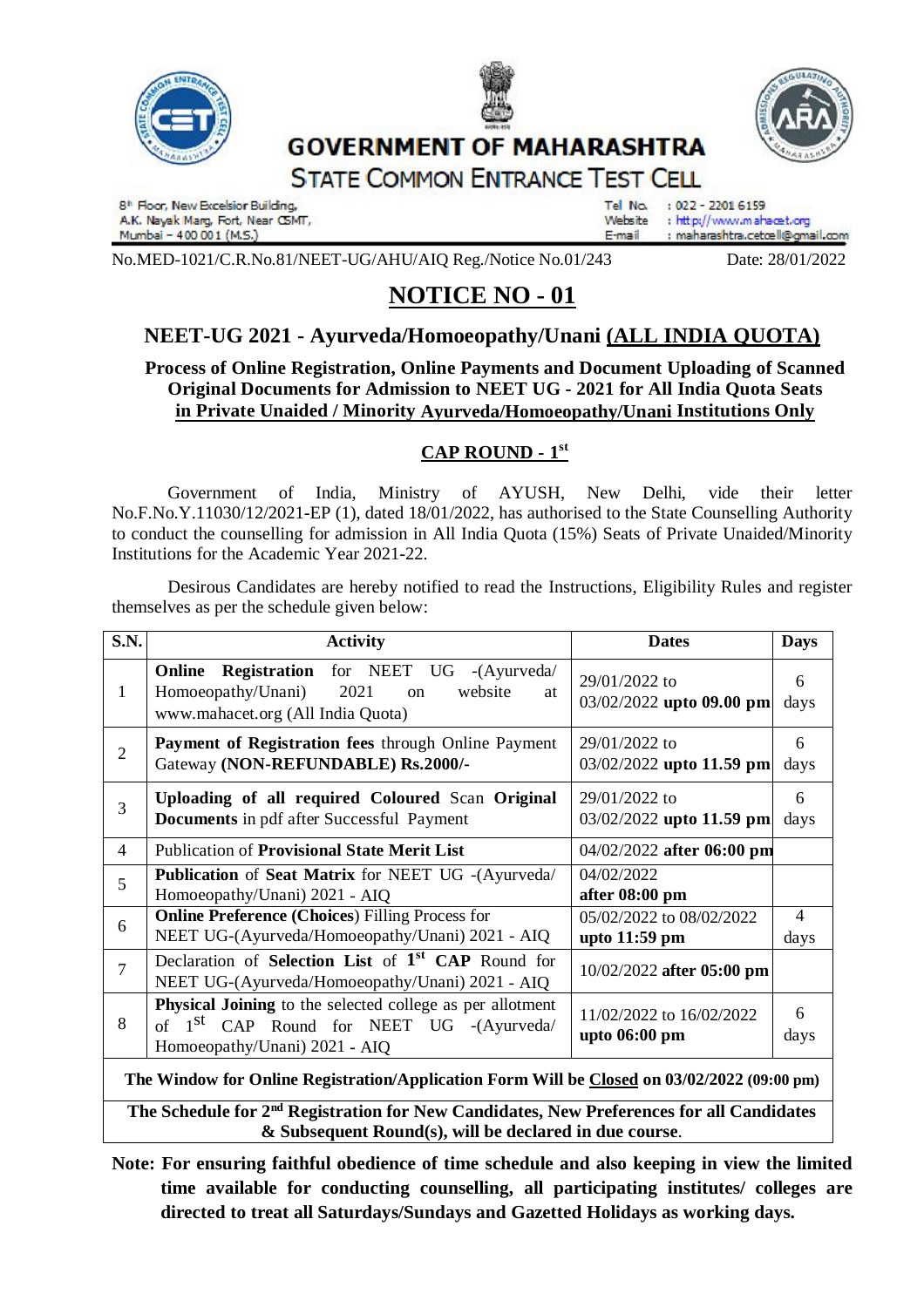# GOVERNMENT OF MAHARASHTRA

## STATE COMMON ENTRANCE TEST CELL

8th Floor, New Excelsior Building,
A.K. Nayak Marg, Fort, Near CSMT,
Mumbai – 400 001 (M.S.)

Tel No. : 022 - 2201 6159
Website : http://www.mahacet.org
E-mail : maharashtra.cetcell@gmail.com

No.MED-1021/C.R.No.81/NEET-UG/AHU/AIQ Reg./Notice No.01/243 Date: 28/01/2022

# NOTICE NO - 01

## NEET-UG 2021 - Ayurveda/Homoeopathy/Unani (ALL INDIA QUOTA)

**Process of Online Registration, Online Payments and Document Uploading of Scanned Original Documents for Admission to NEET UG - 2021 for All India Quota Seats in Private Unaided / Minority Ayurveda/Homoeopathy/Unani Institutions Only**

### CAP ROUND - 1st

Government of India, Ministry of AYUSH, New Delhi, vide their letter No.F.No.Y.11030/12/2021-EP (1), dated 18/01/2022, has authorised to the State Counselling Authority to conduct the counselling for admission in All India Quota (15%) Seats of Private Unaided/Minority Institutions for the Academic Year 2021-22.

Desirous Candidates are hereby notified to read the Instructions, Eligibility Rules and register themselves as per the schedule given below:

| S.N. | Activity | Dates | Days |
|---|---|---|---|
| 1 | **Online Registration** for NEET UG -(Ayurveda/ Homoeopathy/Unani) 2021 on website at www.mahacet.org (All India Quota) | 29/01/2022 to 03/02/2022 **upto 09.00 pm** | 6 days |
| 2 | **Payment of Registration fees** through Online Payment Gateway **(NON-REFUNDABLE) Rs.2000/-** | 29/01/2022 to 03/02/2022 **upto 11.59 pm** | 6 days |
| 3 | **Uploading of all required Coloured** Scan **Original Documents** in pdf after Successful Payment | 29/01/2022 to 03/02/2022 **upto 11.59 pm** | 6 days |
| 4 | Publication of **Provisional State Merit List** | 04/02/2022 **after 06:00 pm** | |
| 5 | **Publication** of **Seat Matrix** for NEET UG -(Ayurveda/ Homoeopathy/Unani) 2021 - AIQ | 04/02/2022 **after 08:00 pm** | |
| 6 | **Online Preference (Choices)** Filling Process for NEET UG-(Ayurveda/Homoeopathy/Unani) 2021 - AIQ | 05/02/2022 to 08/02/2022 **upto 11:59 pm** | 4 days |
| 7 | Declaration of **Selection List** of **1st CAP** Round for NEET UG-(Ayurveda/Homoeopathy/Unani) 2021 - AIQ | 10/02/2022 **after 05:00 pm** | |
| 8 | **Physical Joining** to the selected college as per allotment of 1st CAP Round for NEET UG -(Ayurveda/ Homoeopathy/Unani) 2021 - AIQ | 11/02/2022 to 16/02/2022 **upto 06:00 pm** | 6 days |
| **The Window for Online Registration/Application Form Will be Closed on 03/02/2022 (09:00 pm)** | | | |
| **The Schedule for 2nd Registration for New Candidates, New Preferences for all Candidates & Subsequent Round(s), will be declared in due course**. | | | |

**Note: For ensuring faithful obedience of time schedule and also keeping in view the limited time available for conducting counselling, all participating institutes/ colleges are directed to treat all Saturdays/Sundays and Gazetted Holidays as working days.**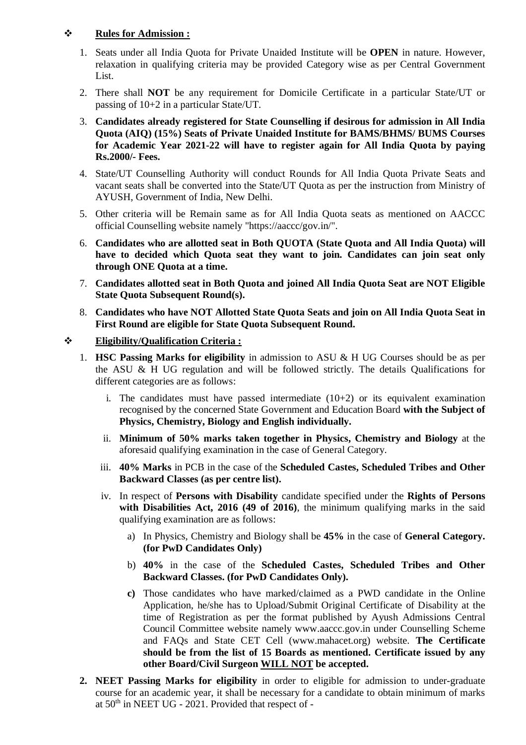## ❖ **Rules for Admission :**

1. Seats under all India Quota for Private Unaided Institute will be **OPEN** in nature. However, relaxation in qualifying criteria may be provided Category wise as per Central Government List.
2. There shall **NOT** be any requirement for Domicile Certificate in a particular State/UT or passing of 10+2 in a particular State/UT.
3. **Candidates already registered for State Counselling if desirous for admission in All India Quota (AIQ) (15%) Seats of Private Unaided Institute for BAMS/BHMS/ BUMS Courses for Academic Year 2021-22 will have to register again for All India Quota by paying Rs.2000/- Fees.**
4. State/UT Counselling Authority will conduct Rounds for All India Quota Private Seats and vacant seats shall be converted into the State/UT Quota as per the instruction from Ministry of AYUSH, Government of India, New Delhi.
5. Other criteria will be Remain same as for All India Quota seats as mentioned on AACCC official Counselling website namely "https://aaccc/gov.in/".
6. **Candidates who are allotted seat in Both QUOTA (State Quota and All India Quota) will have to decided which Quota seat they want to join. Candidates can join seat only through ONE Quota at a time.**
7. **Candidates allotted seat in Both Quota and joined All India Quota Seat are NOT Eligible State Quota Subsequent Round(s).**
8. **Candidates who have NOT Allotted State Quota Seats and join on All India Quota Seat in First Round are eligible for State Quota Subsequent Round.**

## ❖ **Eligibility/Qualification Criteria :**

1. **HSC Passing Marks for eligibility** in admission to ASU & H UG Courses should be as per the ASU & H UG regulation and will be followed strictly. The details Qualifications for different categories are as follows:
   i. The candidates must have passed intermediate (10+2) or its equivalent examination recognised by the concerned State Government and Education Board **with the Subject of Physics, Chemistry, Biology and English individually.**
   ii. **Minimum of 50% marks taken together in Physics, Chemistry and Biology** at the aforesaid qualifying examination in the case of General Category.
   iii. **40% Marks** in PCB in the case of the **Scheduled Castes, Scheduled Tribes and Other Backward Classes (as per centre list).**
   iv. In respect of **Persons with Disability** candidate specified under the **Rights of Persons with Disabilities Act, 2016 (49 of 2016)**, the minimum qualifying marks in the said qualifying examination are as follows:
      a) In Physics, Chemistry and Biology shall be **45%** in the case of **General Category. (for PwD Candidates Only)**
      b) **40%** in the case of the **Scheduled Castes, Scheduled Tribes and Other Backward Classes. (for PwD Candidates Only).**
      **c)** Those candidates who have marked/claimed as a PWD candidate in the Online Application, he/she has to Upload/Submit Original Certificate of Disability at the time of Registration as per the format published by Ayush Admissions Central Council Committee website namely www.aaccc.gov.in under Counselling Scheme and FAQs and State CET Cell (www.mahacet.org) website. **The Certificate should be from the list of 15 Boards as mentioned. Certificate issued by any other Board/Civil Surgeon WILL NOT be accepted.**
2. **NEET Passing Marks for eligibility** in order to eligible for admission to under-graduate course for an academic year, it shall be necessary for a candidate to obtain minimum of marks at 50th in NEET UG - 2021. Provided that respect of -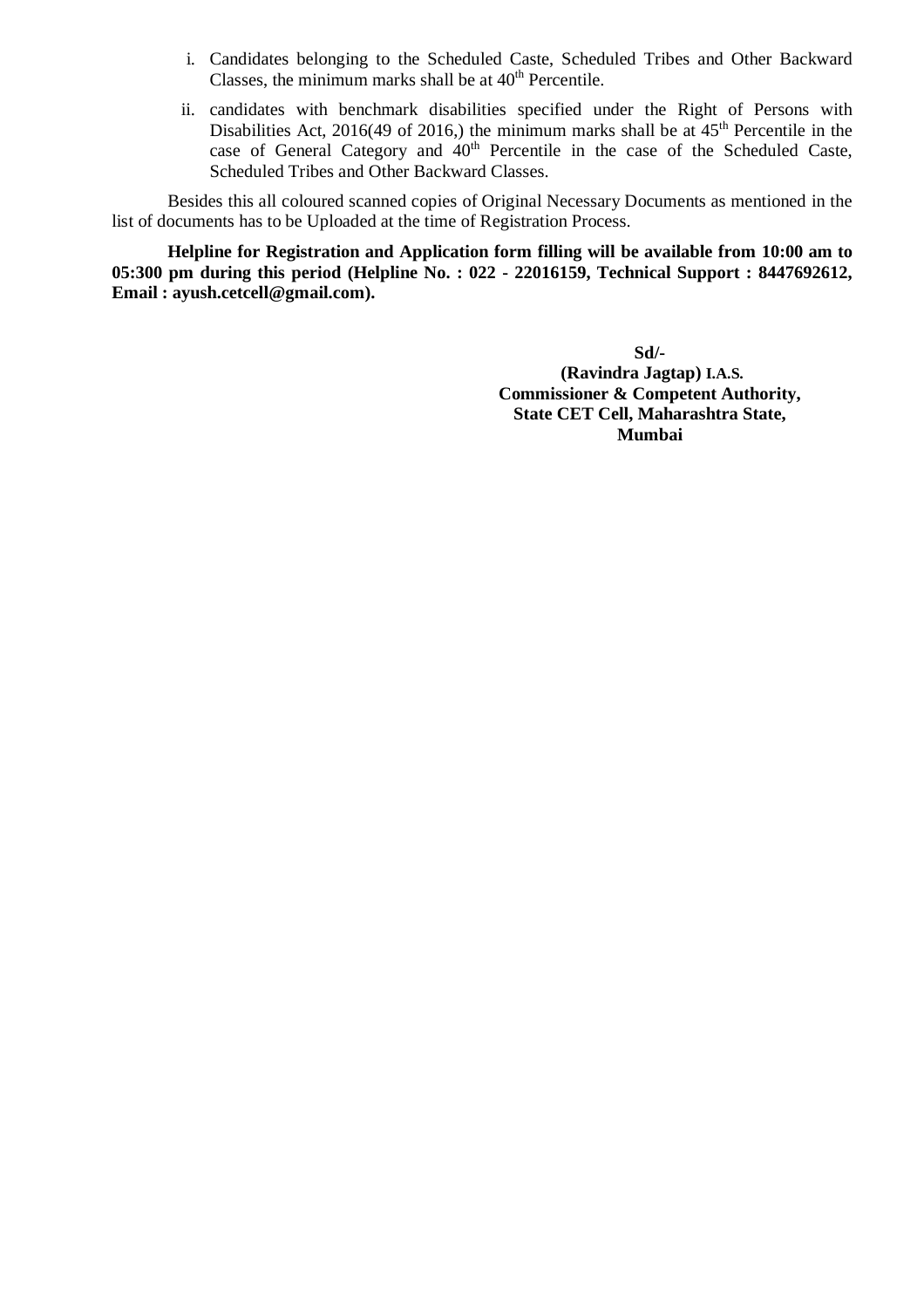i. Candidates belonging to the Scheduled Caste, Scheduled Tribes and Other Backward Classes, the minimum marks shall be at 40th Percentile.

ii. candidates with benchmark disabilities specified under the Right of Persons with Disabilities Act, 2016(49 of 2016,) the minimum marks shall be at 45th Percentile in the case of General Category and 40th Percentile in the case of the Scheduled Caste, Scheduled Tribes and Other Backward Classes.

Besides this all coloured scanned copies of Original Necessary Documents as mentioned in the list of documents has to be Uploaded at the time of Registration Process.

**Helpline for Registration and Application form filling will be available from 10:00 am to 05:300 pm during this period (Helpline No. : 022 - 22016159, Technical Support : 8447692612, Email : ayush.cetcell@gmail.com).**

**Sd/-**
**(Ravindra Jagtap) I.A.S.**
**Commissioner & Competent Authority,**
**State CET Cell, Maharashtra State,**
**Mumbai**